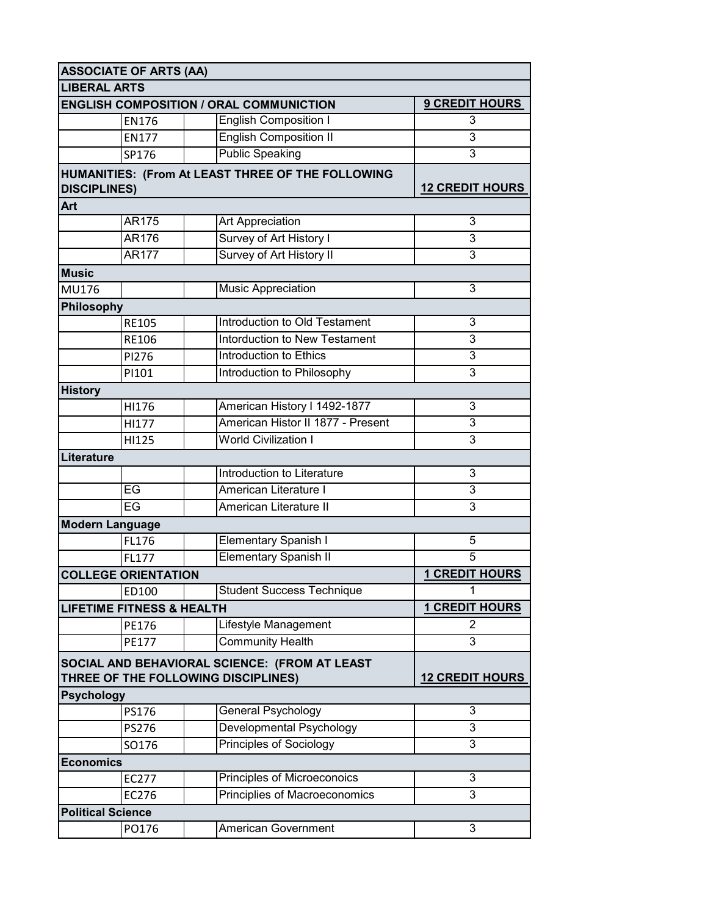| ASSOCIATE OF ARTS (AA) | | | | |
|---|---|---|---|---|
| **LIBERAL ARTS** | | | | |
| **ENGLISH COMPOSITION / ORAL COMMUNICTION** | | | | **9 CREDIT HOURS** |
| | EN176 | | English Composition I | 3 |
| | EN177 | | English Composition II | 3 |
| | SP176 | | Public Speaking | 3 |
| **HUMANITIES: (From At LEAST THREE OF THE FOLLOWING DISCIPLINES)** | | | | **12 CREDIT HOURS** |
| **Art** | | | | |
| | AR175 | | Art Appreciation | 3 |
| | AR176 | | Survey of Art History I | 3 |
| | AR177 | | Survey of Art History II | 3 |
| **Music** | | | | |
| MU176 | | | Music Appreciation | 3 |
| **Philosophy** | | | | |
| | RE105 | | Introduction to Old Testament | 3 |
| | RE106 | | Intorduction to New Testament | 3 |
| | PI276 | | Introduction to Ethics | 3 |
| | PI101 | | Introduction to Philosophy | 3 |
| **History** | | | | |
| | HI176 | | American History I 1492-1877 | 3 |
| | HI177 | | American Histor II 1877 - Present | 3 |
| | HI125 | | World Civilization I | 3 |
| **Literature** | | | | |
| | | | Introduction to Literature | 3 |
| | EG | | American Literature I | 3 |
| | EG | | American Literature II | 3 |
| **Modern Language** | | | | |
| | FL176 | | Elementary Spanish I | 5 |
| | FL177 | | Elementary Spanish II | 5 |
| **COLLEGE ORIENTATION** | | | | **1 CREDIT HOURS** |
| | ED100 | | Student Success Technique | 1 |
| **LIFETIME FITNESS & HEALTH** | | | | **1 CREDIT HOURS** |
| | PE176 | | Lifestyle Management | 2 |
| | PE177 | | Community Health | 3 |
| **SOCIAL AND BEHAVIORAL SCIENCE: (FROM AT LEAST THREE OF THE FOLLOWING DISCIPLINES)** | | | | **12 CREDIT HOURS** |
| **Psychology** | | | | |
| | PS176 | | General Psychology | 3 |
| | PS276 | | Developmental Psychology | 3 |
| | SO176 | | Principles of Sociology | 3 |
| **Economics** | | | | |
| | EC277 | | Principles of Microeconoics | 3 |
| | EC276 | | Principlies of Macroeconomics | 3 |
| **Political Science** | | | | |
| | PO176 | | American Government | 3 |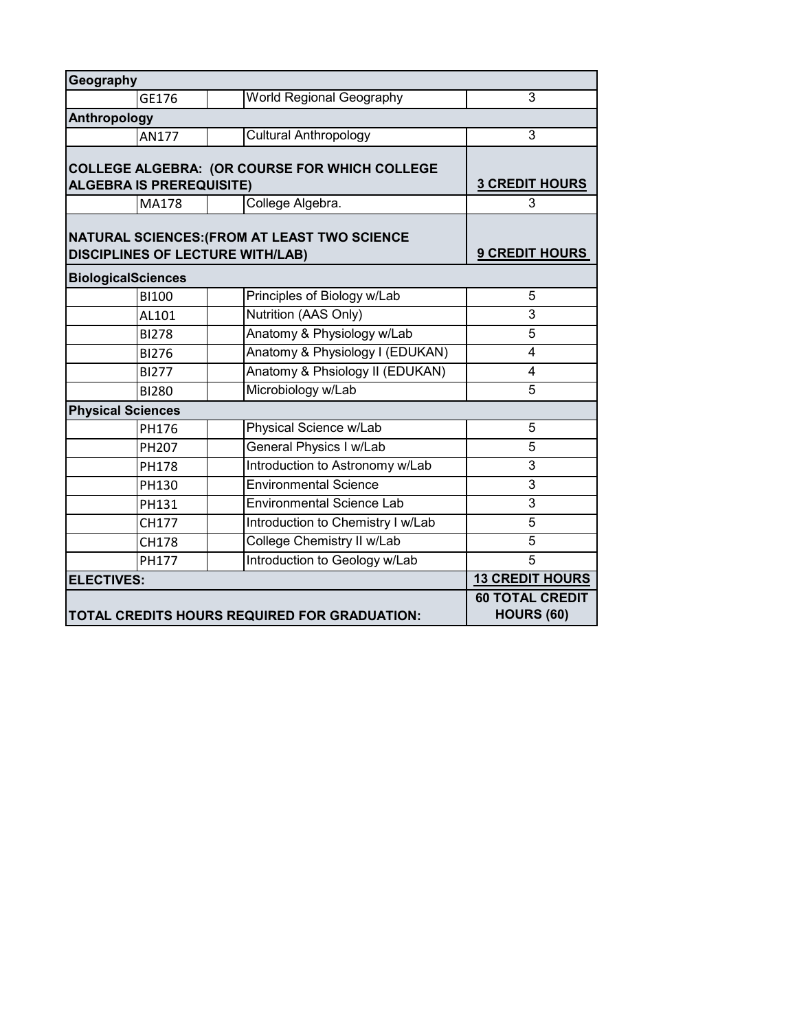| | | | | |
|---|---|---|---|---|
| **Geography** | | | | |
| | GE176 | | World Regional Geography | 3 |
| **Anthropology** | | | | |
| | AN177 | | Cultural Anthropology | 3 |
| **COLLEGE ALGEBRA: (OR COURSE FOR WHICH COLLEGE ALGEBRA IS PREREQUISITE)** | | | | **3 CREDIT HOURS** |
| | MA178 | | College Algebra. | 3 |
| **NATURAL SCIENCES:(FROM AT LEAST TWO SCIENCE DISCIPLINES OF LECTURE WITH/LAB)** | | | | **9 CREDIT HOURS** |
| **BiologicalSciences** | | | | |
| | BI100 | | Principles of Biology w/Lab | 5 |
| | AL101 | | Nutrition (AAS Only) | 3 |
| | BI278 | | Anatomy & Physiology w/Lab | 5 |
| | BI276 | | Anatomy & Physiology I (EDUKAN) | 4 |
| | BI277 | | Anatomy & Phsiology II (EDUKAN) | 4 |
| | BI280 | | Microbiology w/Lab | 5 |
| **Physical Sciences** | | | | |
| | PH176 | | Physical Science w/Lab | 5 |
| | PH207 | | General Physics I w/Lab | 5 |
| | PH178 | | Introduction to Astronomy w/Lab | 3 |
| | PH130 | | Environmental Science | 3 |
| | PH131 | | Environmental Science Lab | 3 |
| | CH177 | | Introduction to Chemistry I w/Lab | 5 |
| | CH178 | | College Chemistry II w/Lab | 5 |
| | PH177 | | Introduction to Geology w/Lab | 5 |
| **ELECTIVES:** | | | | **13 CREDIT HOURS** |
| **TOTAL CREDITS HOURS REQUIRED FOR GRADUATION:** | | | | **60 TOTAL CREDIT HOURS (60)** |